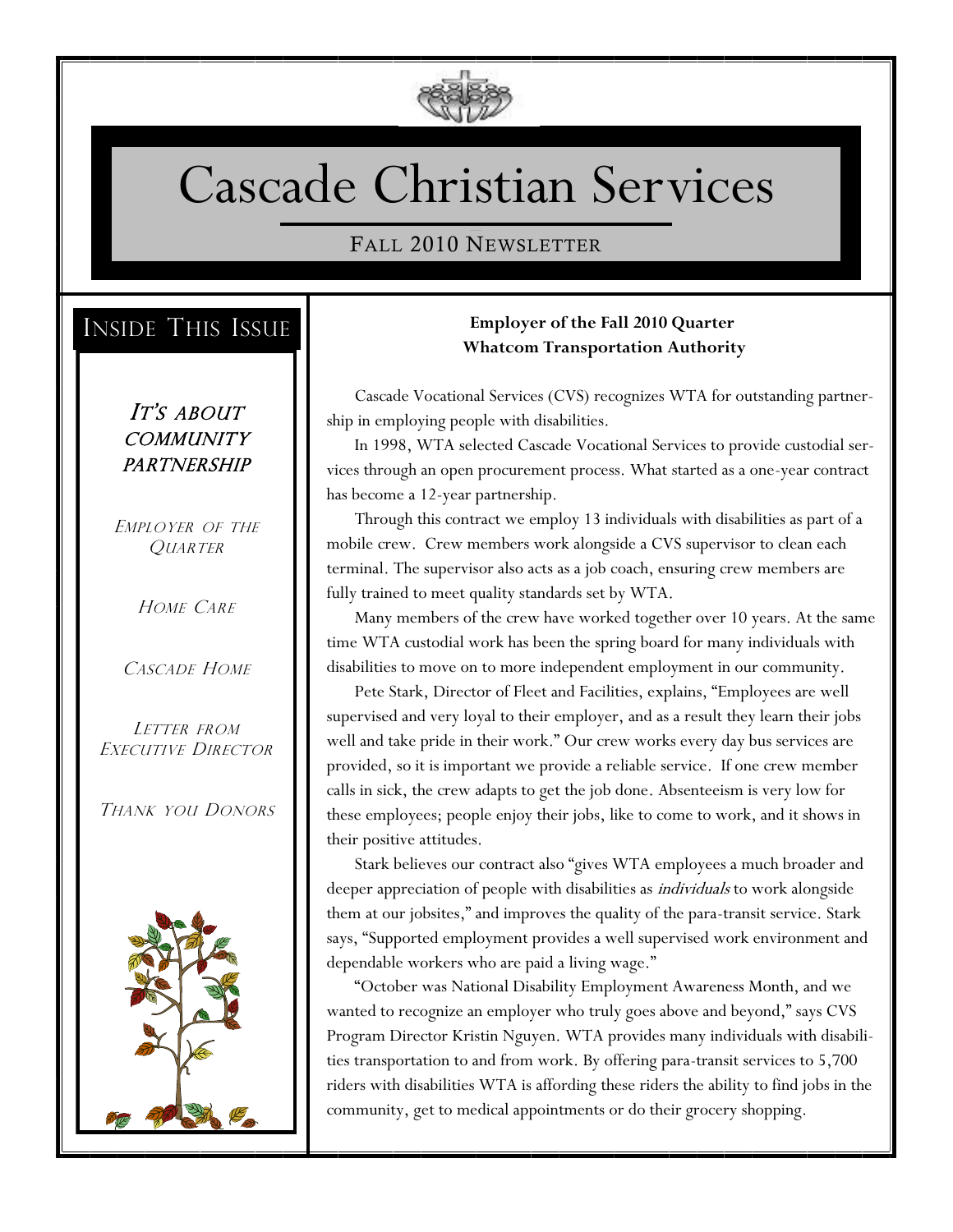# Cascade Christian Services

FALL 2010 NEWSLETTER

## INSIDE THIS ISSUE

*IT'S ABOUT COMMUNITY PARTNERSHIP*

*EMPLOYER OF THE QUARTER*

*HOME CARE*

*CASCADE HOME*

*LETTER FROM EXECUTIVE DIRECTOR*

*THANK YOU DONORS*

## Employer of the Fall 2010 Quarter
## Whatcom Transportation Authority

Cascade Vocational Services (CVS) recognizes WTA for outstanding partnership in employing people with disabilities.

In 1998, WTA selected Cascade Vocational Services to provide custodial services through an open procurement process. What started as a one-year contract has become a 12-year partnership.

Through this contract we employ 13 individuals with disabilities as part of a mobile crew. Crew members work alongside a CVS supervisor to clean each terminal. The supervisor also acts as a job coach, ensuring crew members are fully trained to meet quality standards set by WTA.

Many members of the crew have worked together over 10 years. At the same time WTA custodial work has been the spring board for many individuals with disabilities to move on to more independent employment in our community.

Pete Stark, Director of Fleet and Facilities, explains, "Employees are well supervised and very loyal to their employer, and as a result they learn their jobs well and take pride in their work." Our crew works every day bus services are provided, so it is important we provide a reliable service. If one crew member calls in sick, the crew adapts to get the job done. Absenteeism is very low for these employees; people enjoy their jobs, like to come to work, and it shows in their positive attitudes.

Stark believes our contract also "gives WTA employees a much broader and deeper appreciation of people with disabilities as *individuals* to work alongside them at our jobsites," and improves the quality of the para-transit service. Stark says, "Supported employment provides a well supervised work environment and dependable workers who are paid a living wage."

"October was National Disability Employment Awareness Month, and we wanted to recognize an employer who truly goes above and beyond," says CVS Program Director Kristin Nguyen. WTA provides many individuals with disabilities transportation to and from work. By offering para-transit services to 5,700 riders with disabilities WTA is affording these riders the ability to find jobs in the community, get to medical appointments or do their grocery shopping.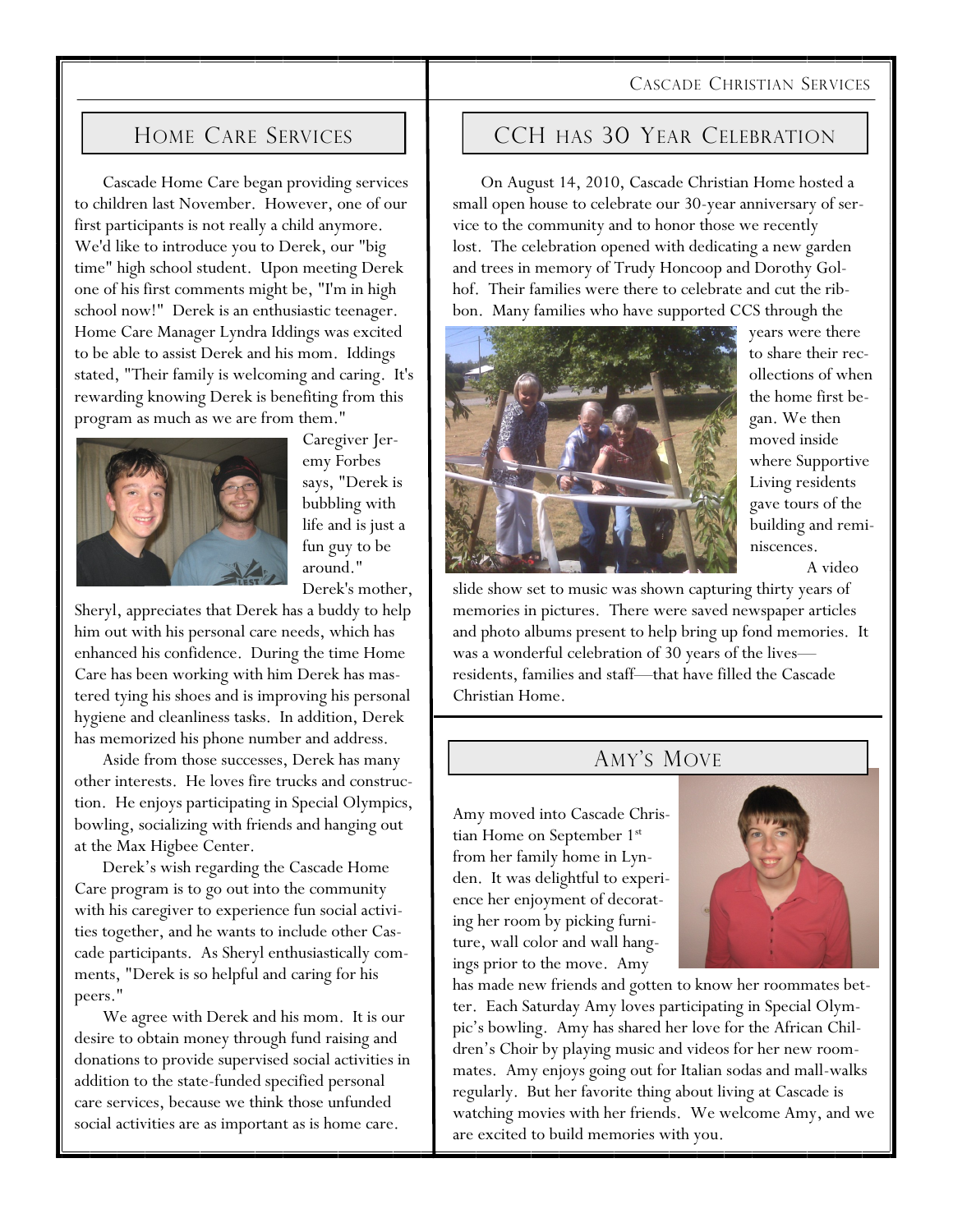## Home Care Services

Cascade Home Care began providing services to children last November. However, one of our first participants is not really a child anymore. We'd like to introduce you to Derek, our "big time" high school student. Upon meeting Derek one of his first comments might be, "I'm in high school now!" Derek is an enthusiastic teenager. Home Care Manager Lyndra Iddings was excited to be able to assist Derek and his mom. Iddings stated, "Their family is welcoming and caring. It's rewarding knowing Derek is benefiting from this program as much as we are from them."

Caregiver Jeremy Forbes says, "Derek is bubbling with life and is just a fun guy to be around." Derek's mother, Sheryl, appreciates that Derek has a buddy to help him out with his personal care needs, which has enhanced his confidence. During the time Home Care has been working with him Derek has mastered tying his shoes and is improving his personal hygiene and cleanliness tasks. In addition, Derek has memorized his phone number and address.

Aside from those successes, Derek has many other interests. He loves fire trucks and construction. He enjoys participating in Special Olympics, bowling, socializing with friends and hanging out at the Max Higbee Center.

Derek's wish regarding the Cascade Home Care program is to go out into the community with his caregiver to experience fun social activities together, and he wants to include other Cascade participants. As Sheryl enthusiastically comments, "Derek is so helpful and caring for his peers."

We agree with Derek and his mom. It is our desire to obtain money through fund raising and donations to provide supervised social activities in addition to the state-funded specified personal care services, because we think those unfunded social activities are as important as is home care.

## CCH has 30 Year Celebration

On August 14, 2010, Cascade Christian Home hosted a small open house to celebrate our 30-year anniversary of service to the community and to honor those we recently lost. The celebration opened with dedicating a new garden and trees in memory of Trudy Honcoop and Dorothy Golhof. Their families were there to celebrate and cut the ribbon. Many families who have supported CCS through the years were there to share their recollections of when the home first began. We then moved inside where Supportive Living residents gave tours of the building and reminiscences.

A video slide show set to music was shown capturing thirty years of memories in pictures. There were saved newspaper articles and photo albums present to help bring up fond memories. It was a wonderful celebration of 30 years of the lives—residents, families and staff—that have filled the Cascade Christian Home.

## Amy's Move

Amy moved into Cascade Christian Home on September 1st from her family home in Lynden. It was delightful to experience her enjoyment of decorating her room by picking furniture, wall color and wall hangings prior to the move. Amy has made new friends and gotten to know her roommates better. Each Saturday Amy loves participating in Special Olympic's bowling. Amy has shared her love for the African Children's Choir by playing music and videos for her new roommates. Amy enjoys going out for Italian sodas and mall-walks regularly. But her favorite thing about living at Cascade is watching movies with her friends. We welcome Amy, and we are excited to build memories with you.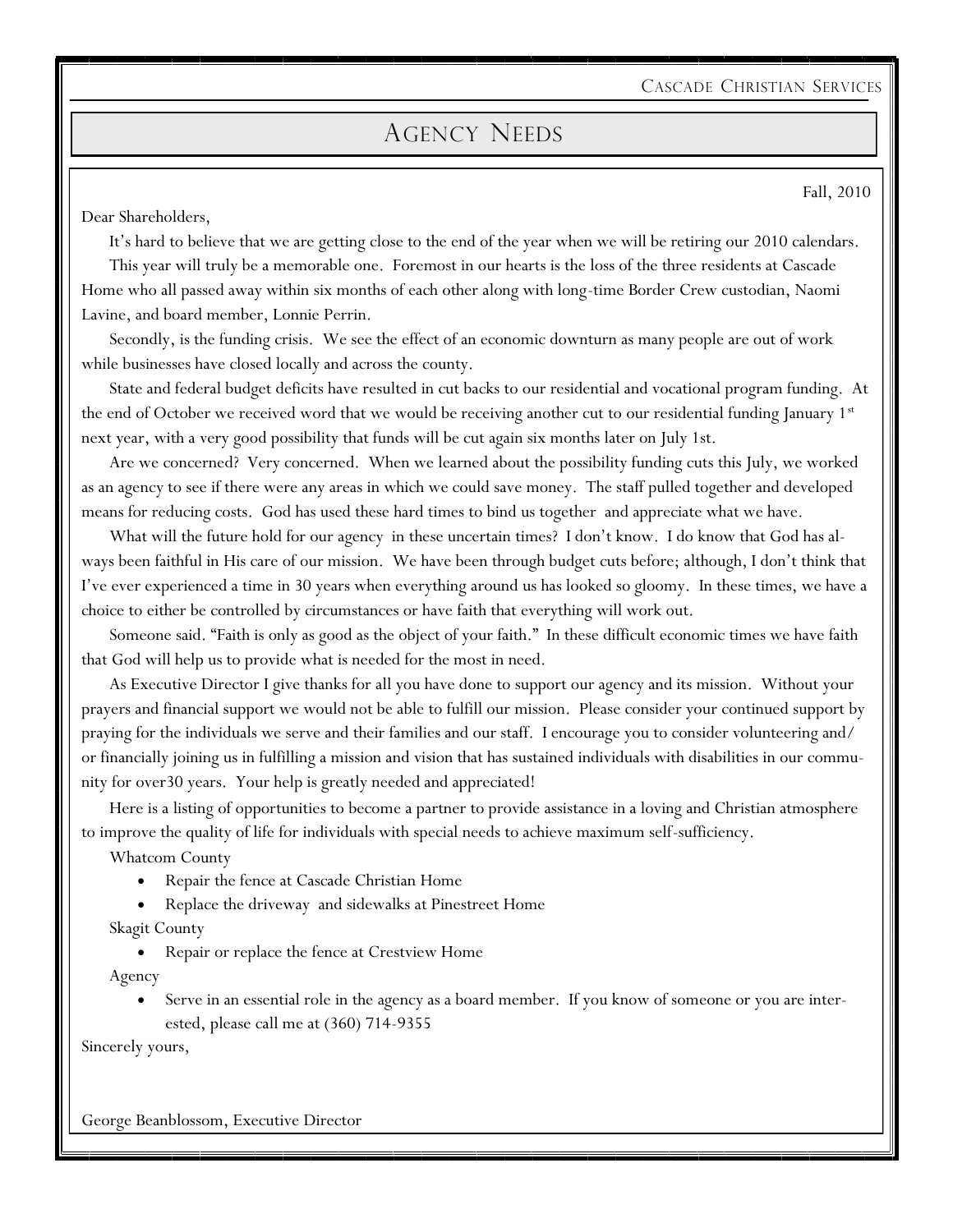# Agency Needs

Fall, 2010

Dear Shareholders,

It's hard to believe that we are getting close to the end of the year when we will be retiring our 2010 calendars.

This year will truly be a memorable one. Foremost in our hearts is the loss of the three residents at Cascade Home who all passed away within six months of each other along with long-time Border Crew custodian, Naomi Lavine, and board member, Lonnie Perrin.

Secondly, is the funding crisis. We see the effect of an economic downturn as many people are out of work while businesses have closed locally and across the county.

State and federal budget deficits have resulted in cut backs to our residential and vocational program funding. At the end of October we received word that we would be receiving another cut to our residential funding January 1st next year, with a very good possibility that funds will be cut again six months later on July 1st.

Are we concerned? Very concerned. When we learned about the possibility funding cuts this July, we worked as an agency to see if there were any areas in which we could save money. The staff pulled together and developed means for reducing costs. God has used these hard times to bind us together and appreciate what we have.

What will the future hold for our agency in these uncertain times? I don't know. I do know that God has always been faithful in His care of our mission. We have been through budget cuts before; although, I don't think that I've ever experienced a time in 30 years when everything around us has looked so gloomy. In these times, we have a choice to either be controlled by circumstances or have faith that everything will work out.

Someone said. "Faith is only as good as the object of your faith." In these difficult economic times we have faith that God will help us to provide what is needed for the most in need.

As Executive Director I give thanks for all you have done to support our agency and its mission. Without your prayers and financial support we would not be able to fulfill our mission. Please consider your continued support by praying for the individuals we serve and their families and our staff. I encourage you to consider volunteering and/or financially joining us in fulfilling a mission and vision that has sustained individuals with disabilities in our community for over30 years. Your help is greatly needed and appreciated!

Here is a listing of opportunities to become a partner to provide assistance in a loving and Christian atmosphere to improve the quality of life for individuals with special needs to achieve maximum self-sufficiency.

Whatcom County

- Repair the fence at Cascade Christian Home
- Replace the driveway and sidewalks at Pinestreet Home

Skagit County

- Repair or replace the fence at Crestview Home

Agency

- Serve in an essential role in the agency as a board member. If you know of someone or you are interested, please call me at (360) 714-9355

Sincerely yours,

George Beanblossom, Executive Director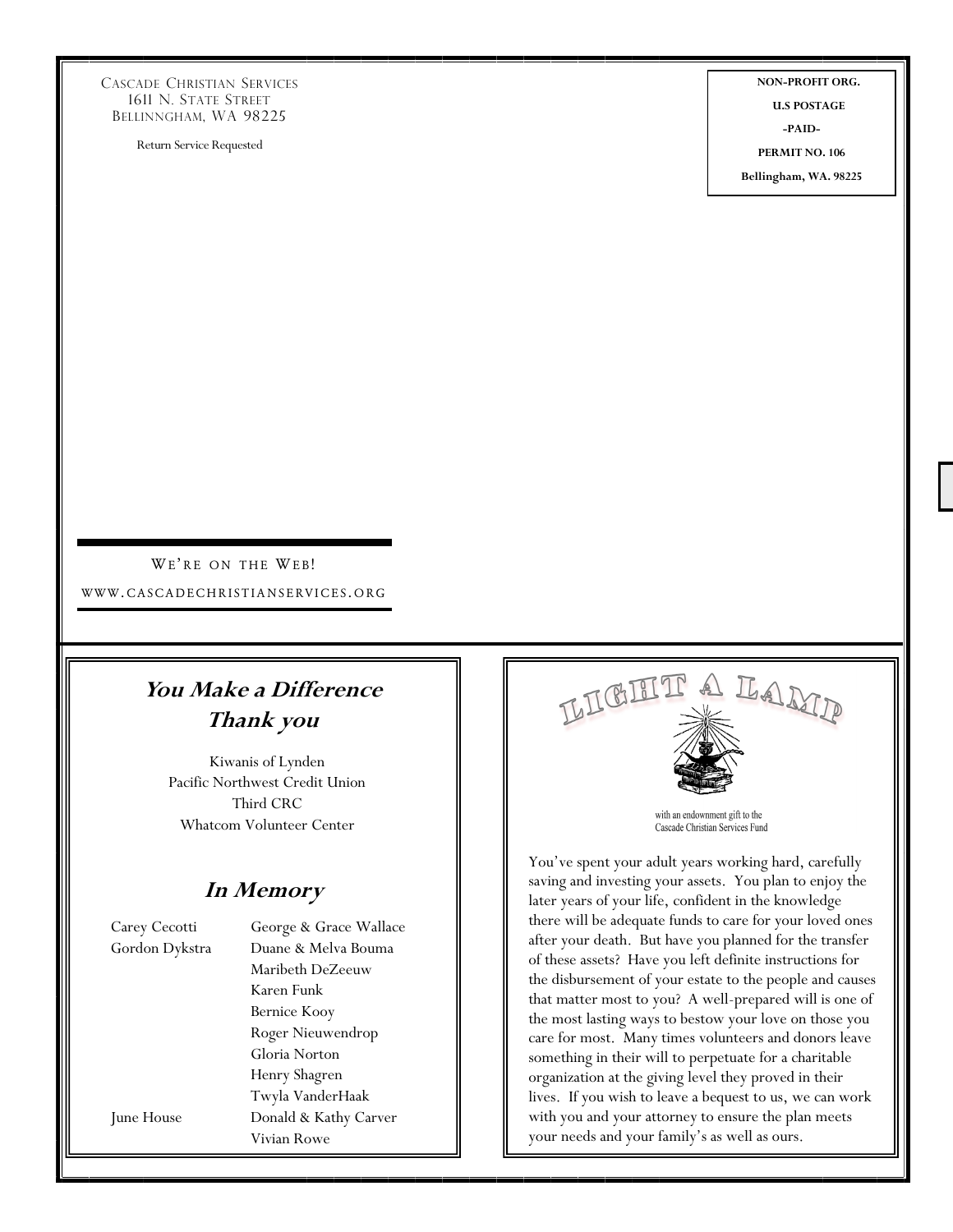Cascade Christian Services
1611 N. State Street
Bellinngham, WA 98225

Return Service Requested

NON-PROFIT ORG.
U.S POSTAGE
-PAID-
PERMIT NO. 106
Bellingham, WA. 98225

We're on the Web!

www.cascadechristianservices.org

## *You Make a Difference Thank you*

Kiwanis of Lynden
Pacific Northwest Credit Union
Third CRC
Whatcom Volunteer Center

## *In Memory*

| | |
|---|---|
| Carey Cecotti | George & Grace Wallace |
| Gordon Dykstra | Duane & Melva Bouma |
| | Maribeth DeZeeuw |
| | Karen Funk |
| | Bernice Kooy |
| | Roger Nieuwendrop |
| | Gloria Norton |
| | Henry Shagren |
| | Twyla VanderHaak |
| June House | Donald & Kathy Carver |
| | Vivian Rowe |

## LIGHT A LAMP

with an endownment gift to the Cascade Christian Services Fund

You've spent your adult years working hard, carefully saving and investing your assets. You plan to enjoy the later years of your life, confident in the knowledge there will be adequate funds to care for your loved ones after your death. But have you planned for the transfer of these assets? Have you left definite instructions for the disbursement of your estate to the people and causes that matter most to you? A well-prepared will is one of the most lasting ways to bestow your love on those you care for most. Many times volunteers and donors leave something in their will to perpetuate for a charitable organization at the giving level they proved in their lives. If you wish to leave a bequest to us, we can work with you and your attorney to ensure the plan meets your needs and your family's as well as ours.